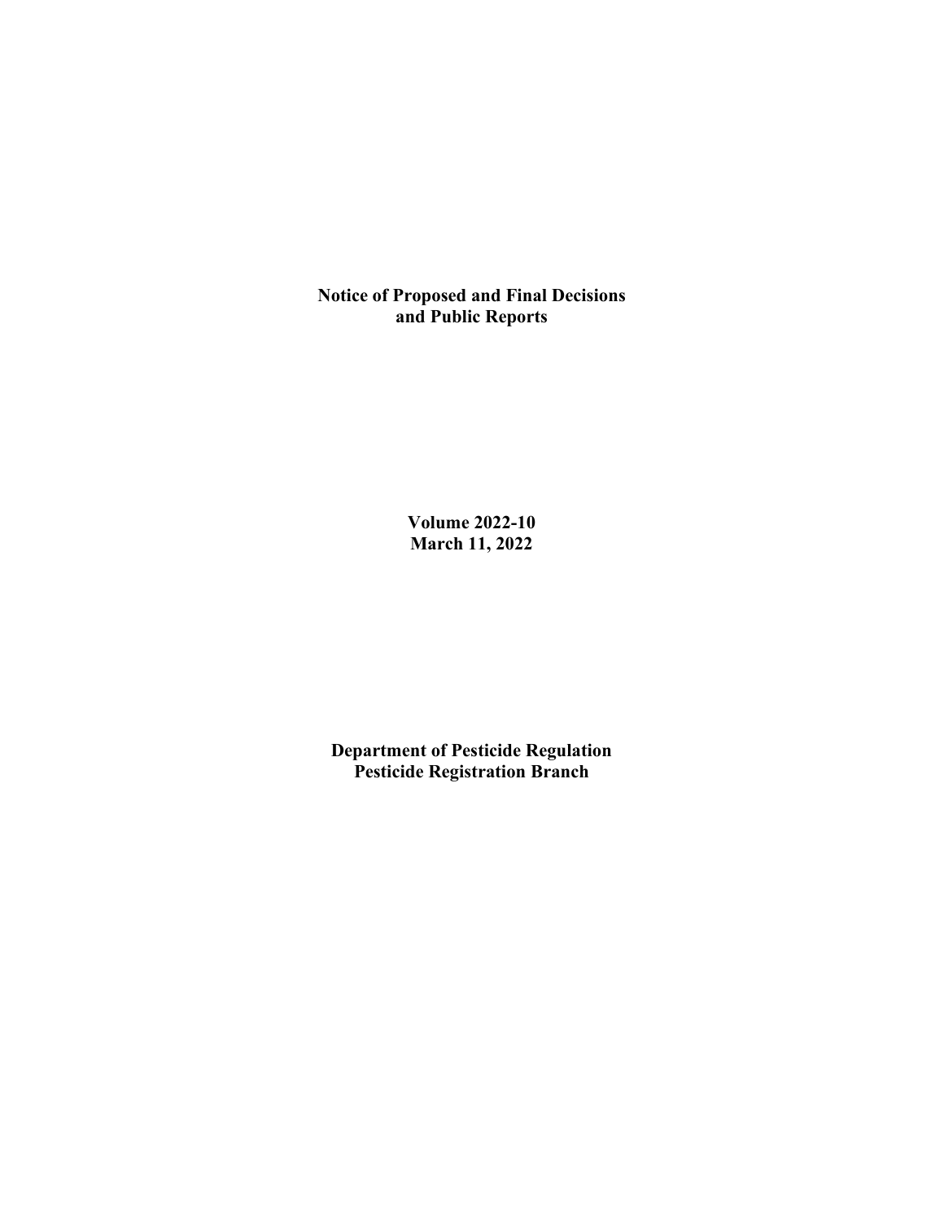# Notice of Proposed and Final Decisions and Public Reports

**Volume 2022-10**
**March 11, 2022**

**Department of Pesticide Regulation**
**Pesticide Registration Branch**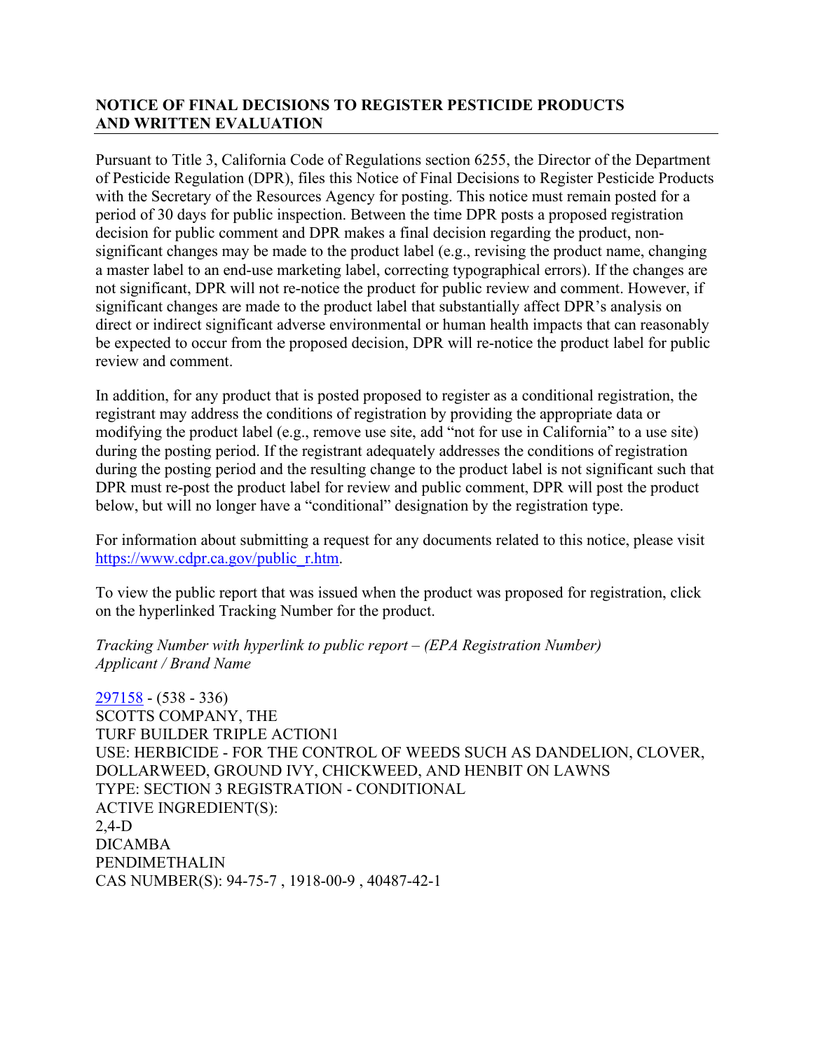## NOTICE OF FINAL DECISIONS TO REGISTER PESTICIDE PRODUCTS AND WRITTEN EVALUATION

Pursuant to Title 3, California Code of Regulations section 6255, the Director of the Department of Pesticide Regulation (DPR), files this Notice of Final Decisions to Register Pesticide Products with the Secretary of the Resources Agency for posting. This notice must remain posted for a period of 30 days for public inspection. Between the time DPR posts a proposed registration decision for public comment and DPR makes a final decision regarding the product, non-significant changes may be made to the product label (e.g., revising the product name, changing a master label to an end-use marketing label, correcting typographical errors). If the changes are not significant, DPR will not re-notice the product for public review and comment. However, if significant changes are made to the product label that substantially affect DPR's analysis on direct or indirect significant adverse environmental or human health impacts that can reasonably be expected to occur from the proposed decision, DPR will re-notice the product label for public review and comment.

In addition, for any product that is posted proposed to register as a conditional registration, the registrant may address the conditions of registration by providing the appropriate data or modifying the product label (e.g., remove use site, add "not for use in California" to a use site) during the posting period. If the registrant adequately addresses the conditions of registration during the posting period and the resulting change to the product label is not significant such that DPR must re-post the product label for review and public comment, DPR will post the product below, but will no longer have a "conditional" designation by the registration type.

For information about submitting a request for any documents related to this notice, please visit https://www.cdpr.ca.gov/public_r.htm.

To view the public report that was issued when the product was proposed for registration, click on the hyperlinked Tracking Number for the product.

*Tracking Number with hyperlink to public report – (EPA Registration Number)*
*Applicant / Brand Name*

297158 - (538 - 336)
SCOTTS COMPANY, THE
TURF BUILDER TRIPLE ACTION1
USE: HERBICIDE - FOR THE CONTROL OF WEEDS SUCH AS DANDELION, CLOVER, DOLLARWEED, GROUND IVY, CHICKWEED, AND HENBIT ON LAWNS
TYPE: SECTION 3 REGISTRATION - CONDITIONAL
ACTIVE INGREDIENT(S):
2,4-D
DICAMBA
PENDIMETHALIN
CAS NUMBER(S): 94-75-7 , 1918-00-9 , 40487-42-1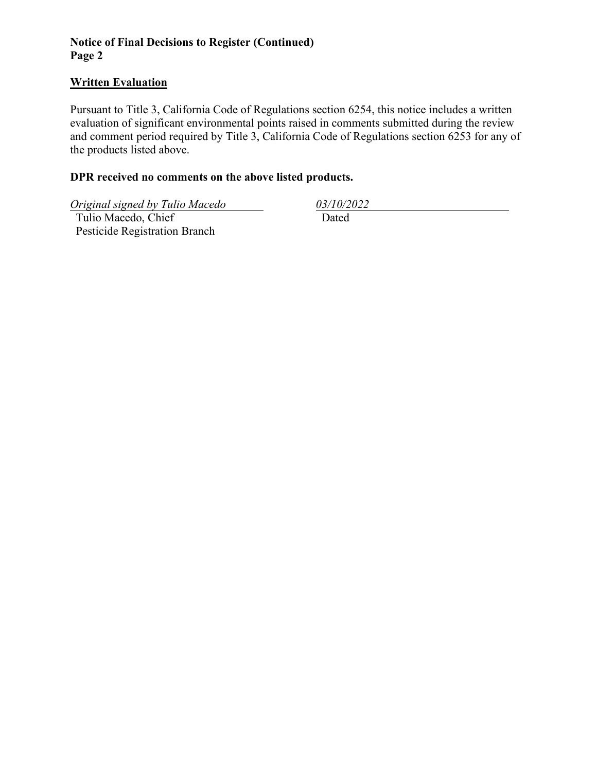**Notice of Final Decisions to Register (Continued)**
**Page 2**

## Written Evaluation

Pursuant to Title 3, California Code of Regulations section 6254, this notice includes a written evaluation of significant environmental points raised in comments submitted during the review and comment period required by Title 3, California Code of Regulations section 6253 for any of the products listed above.

**DPR received no comments on the above listed products.**

*Original signed by Tulio Macedo*
Tulio Macedo, Chief
Pesticide Registration Branch

*03/10/2022*
Dated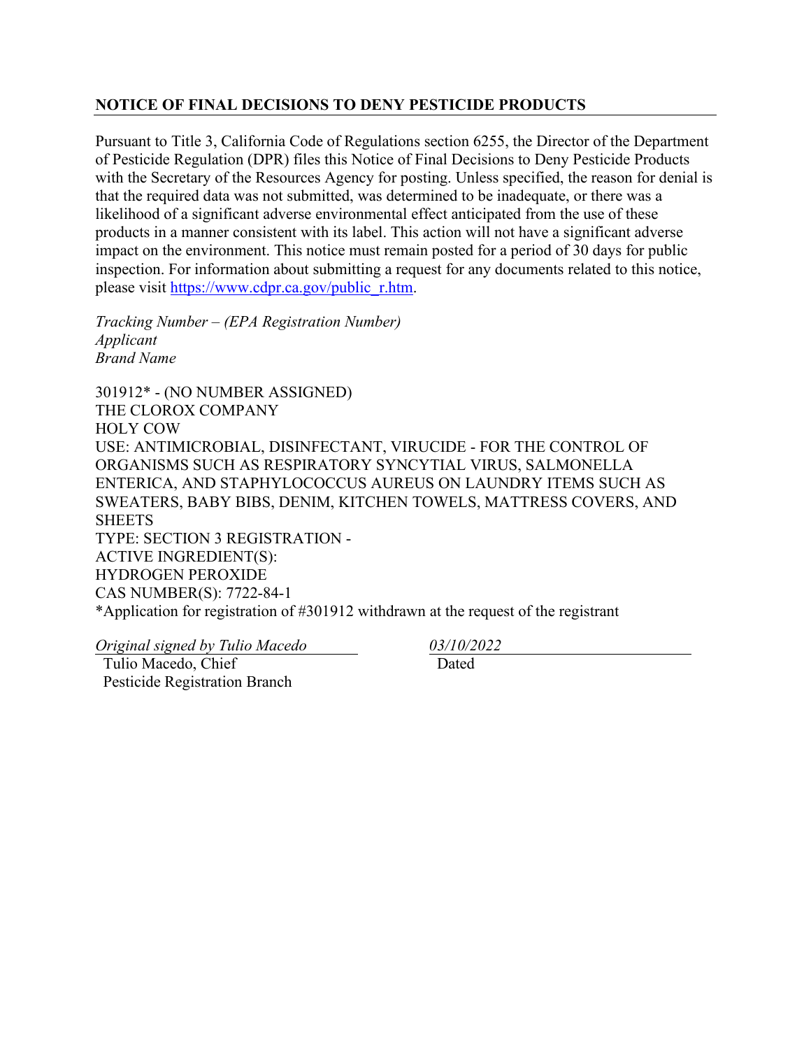## NOTICE OF FINAL DECISIONS TO DENY PESTICIDE PRODUCTS

Pursuant to Title 3, California Code of Regulations section 6255, the Director of the Department of Pesticide Regulation (DPR) files this Notice of Final Decisions to Deny Pesticide Products with the Secretary of the Resources Agency for posting. Unless specified, the reason for denial is that the required data was not submitted, was determined to be inadequate, or there was a likelihood of a significant adverse environmental effect anticipated from the use of these products in a manner consistent with its label. This action will not have a significant adverse impact on the environment. This notice must remain posted for a period of 30 days for public inspection. For information about submitting a request for any documents related to this notice, please visit [https://www.cdpr.ca.gov/public_r.htm](https://www.cdpr.ca.gov/public_r.htm).

*Tracking Number – (EPA Registration Number)*
*Applicant*
*Brand Name*

301912* - (NO NUMBER ASSIGNED)
THE CLOROX COMPANY
HOLY COW
USE: ANTIMICROBIAL, DISINFECTANT, VIRUCIDE - FOR THE CONTROL OF ORGANISMS SUCH AS RESPIRATORY SYNCYTIAL VIRUS, SALMONELLA ENTERICA, AND STAPHYLOCOCCUS AUREUS ON LAUNDRY ITEMS SUCH AS SWEATERS, BABY BIBS, DENIM, KITCHEN TOWELS, MATTRESS COVERS, AND SHEETS
TYPE: SECTION 3 REGISTRATION -
ACTIVE INGREDIENT(S):
HYDROGEN PEROXIDE
CAS NUMBER(S): 7722-84-1
*Application for registration of #301912 withdrawn at the request of the registrant

*Original signed by Tulio Macedo*
Tulio Macedo, Chief
Pesticide Registration Branch

*03/10/2022*
Dated